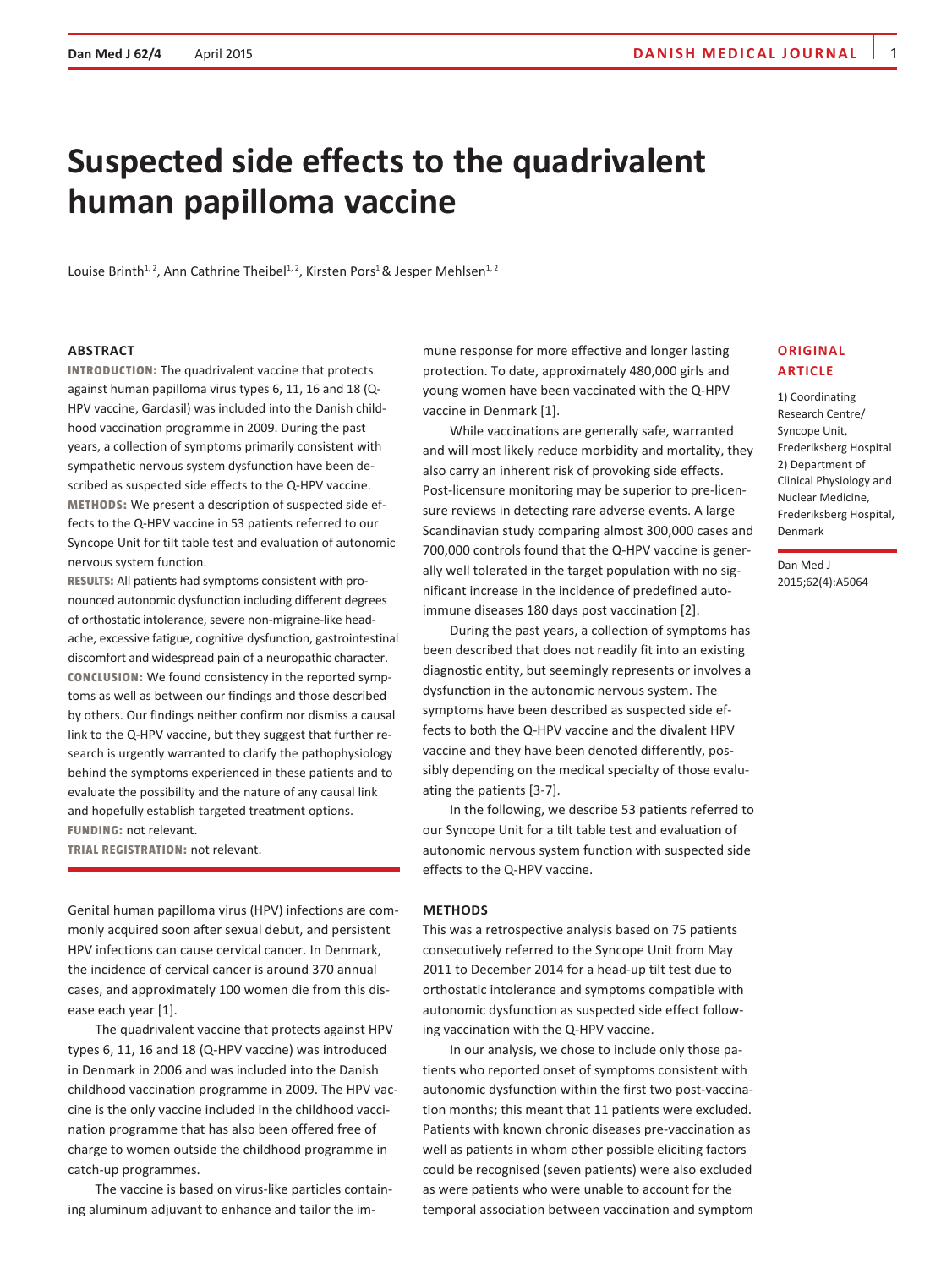# Suspected side effects to the quadrivalent human papilloma vaccine

Louise Brinth[1, 2], Ann Cathrine Theibel[1, 2], Kirsten Pors[1] & Jesper Mehlsen[1, 2]

ORIGINAL ARTICLE

1) Coordinating Research Centre/ Syncope Unit, Frederiksberg Hospital
2) Department of Clinical Physiology and Nuclear Medicine, Frederiksberg Hospital, Denmark

Dan Med J 2015;62(4):A5064

## ABSTRACT

**INTRODUCTION:** The quadrivalent vaccine that protects against human papilloma virus types 6, 11, 16 and 18 (Q-HPV vaccine, Gardasil) was included into the Danish childhood vaccination programme in 2009. During the past years, a collection of symptoms primarily consistent with sympathetic nervous system dysfunction have been described as suspected side effects to the Q-HPV vaccine.

**METHODS:** We present a description of suspected side effects to the Q-HPV vaccine in 53 patients referred to our Syncope Unit for tilt table test and evaluation of autonomic nervous system function.

**RESULTS:** All patients had symptoms consistent with pronounced autonomic dysfunction including different degrees of orthostatic intolerance, severe non-migraine-like headache, excessive fatigue, cognitive dysfunction, gastrointestinal discomfort and widespread pain of a neuropathic character.

**CONCLUSION:** We found consistency in the reported symptoms as well as between our findings and those described by others. Our findings neither confirm nor dismiss a causal link to the Q-HPV vaccine, but they suggest that further research is urgently warranted to clarify the pathophysiology behind the symptoms experienced in these patients and to evaluate the possibility and the nature of any causal link and hopefully establish targeted treatment options.

**FUNDING:** not relevant.

**TRIAL REGISTRATION:** not relevant.

Genital human papilloma virus (HPV) infections are commonly acquired soon after sexual debut, and persistent HPV infections can cause cervical cancer. In Denmark, the incidence of cervical cancer is around 370 annual cases, and approximately 100 women die from this disease each year [1].

The quadrivalent vaccine that protects against HPV types 6, 11, 16 and 18 (Q-HPV vaccine) was introduced in Denmark in 2006 and was included into the Danish childhood vaccination programme in 2009. The HPV vaccine is the only vaccine included in the childhood vaccination programme that has also been offered free of charge to women outside the childhood programme in catch-up programmes.

The vaccine is based on virus-like particles containing aluminum adjuvant to enhance and tailor the immune response for more effective and longer lasting protection. To date, approximately 480,000 girls and young women have been vaccinated with the Q-HPV vaccine in Denmark [1].

While vaccinations are generally safe, warranted and will most likely reduce morbidity and mortality, they also carry an inherent risk of provoking side effects. Post-licensure monitoring may be superior to pre-licensure reviews in detecting rare adverse events. A large Scandinavian study comparing almost 300,000 cases and 700,000 controls found that the Q-HPV vaccine is generally well tolerated in the target population with no significant increase in the incidence of predefined autoimmune diseases 180 days post vaccination [2].

During the past years, a collection of symptoms has been described that does not readily fit into an existing diagnostic entity, but seemingly represents or involves a dysfunction in the autonomic nervous system. The symptoms have been described as suspected side effects to both the Q-HPV vaccine and the divalent HPV vaccine and they have been denoted differently, possibly depending on the medical specialty of those evaluating the patients [3-7].

In the following, we describe 53 patients referred to our Syncope Unit for a tilt table test and evaluation of autonomic nervous system function with suspected side effects to the Q-HPV vaccine.

## METHODS

This was a retrospective analysis based on 75 patients consecutively referred to the Syncope Unit from May 2011 to December 2014 for a head-up tilt test due to orthostatic intolerance and symptoms compatible with autonomic dysfunction as suspected side effect following vaccination with the Q-HPV vaccine.

In our analysis, we chose to include only those patients who reported onset of symptoms consistent with autonomic dysfunction within the first two post-vaccination months; this meant that 11 patients were excluded. Patients with known chronic diseases pre-vaccination as well as patients in whom other possible eliciting factors could be recognised (seven patients) were also excluded as were patients who were unable to account for the temporal association between vaccination and symptom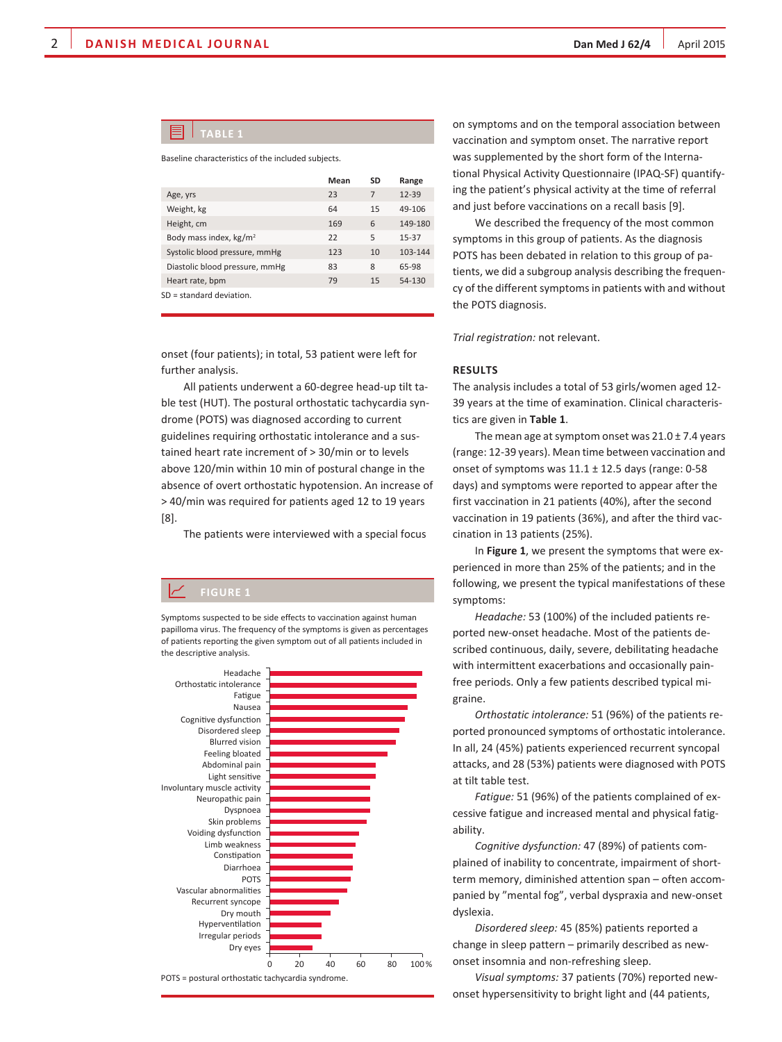**TABLE 1**

Baseline characteristics of the included subjects.

| | Mean | SD | Range |
|---|---|---|---|
| Age, yrs | 23 | 7 | 12-39 |
| Weight, kg | 64 | 15 | 49-106 |
| Height, cm | 169 | 6 | 149-180 |
| Body mass index, kg/m² | 22 | 5 | 15-37 |
| Systolic blood pressure, mmHg | 123 | 10 | 103-144 |
| Diastolic blood pressure, mmHg | 83 | 8 | 65-98 |
| Heart rate, bpm | 79 | 15 | 54-130 |

SD = standard deviation.

onset (four patients); in total, 53 patient were left for further analysis.

All patients underwent a 60-degree head-up tilt table test (HUT). The postural orthostatic tachycardia syndrome (POTS) was diagnosed according to current guidelines requiring orthostatic intolerance and a sustained heart rate increment of > 30/min or to levels above 120/min within 10 min of postural change in the absence of overt orthostatic hypotension. An increase of > 40/min was required for patients aged 12 to 19 years [8].

The patients were interviewed with a special focus on symptoms and on the temporal association between vaccination and symptom onset. The narrative report was supplemented by the short form of the International Physical Activity Questionnaire (IPAQ-SF) quantifying the patient's physical activity at the time of referral and just before vaccinations on a recall basis [9].

We described the frequency of the most common symptoms in this group of patients. As the diagnosis POTS has been debated in relation to this group of patients, we did a subgroup analysis describing the frequency of the different symptoms in patients with and without the POTS diagnosis.

*Trial registration:* not relevant.

**FIGURE 1**

Symptoms suspected to be side effects to vaccination against human papilloma virus. The frequency of the symptoms is given as percentages of patients reporting the given symptom out of all patients included in the descriptive analysis.

Headache, Orthostatic intolerance, Fatigue, Nausea, Cognitive dysfunction, Disordered sleep, Blurred vision, Feeling bloated, Abdominal pain, Light sensitive, Involuntary muscle activity, Neuropathic pain, Dyspnoea, Skin problems, Voiding dysfunction, Limb weakness, Constipation, Diarrhoea, POTS, Vascular abnormalities, Recurrent syncope, Dry mouth, Hyperventilation, Irregular periods, Dry eyes

0 20 40 60 80 100%

POTS = postural orthostatic tachycardia syndrome.

## RESULTS

The analysis includes a total of 53 girls/women aged 12-39 years at the time of examination. Clinical characteristics are given in **Table 1**.

The mean age at symptom onset was 21.0 ± 7.4 years (range: 12-39 years). Mean time between vaccination and onset of symptoms was 11.1 ± 12.5 days (range: 0-58 days) and symptoms were reported to appear after the first vaccination in 21 patients (40%), after the second vaccination in 19 patients (36%), and after the third vaccination in 13 patients (25%).

In **Figure 1**, we present the symptoms that were experienced in more than 25% of the patients; and in the following, we present the typical manifestations of these symptoms:

*Headache:* 53 (100%) of the included patients reported new-onset headache. Most of the patients described continuous, daily, severe, debilitating headache with intermittent exacerbations and occasionally pain-free periods. Only a few patients described typical migraine.

*Orthostatic intolerance:* 51 (96%) of the patients reported pronounced symptoms of orthostatic intolerance. In all, 24 (45%) patients experienced recurrent syncopal attacks, and 28 (53%) patients were diagnosed with POTS at tilt table test.

*Fatigue:* 51 (96%) of the patients complained of excessive fatigue and increased mental and physical fatigability.

*Cognitive dysfunction:* 47 (89%) of patients complained of inability to concentrate, impairment of short-term memory, diminished attention span – often accompanied by "mental fog", verbal dyspraxia and new-onset dyslexia.

*Disordered sleep:* 45 (85%) patients reported a change in sleep pattern – primarily described as new-onset insomnia and non-refreshing sleep.

*Visual symptoms:* 37 patients (70%) reported new-onset hypersensitivity to bright light and (44 patients,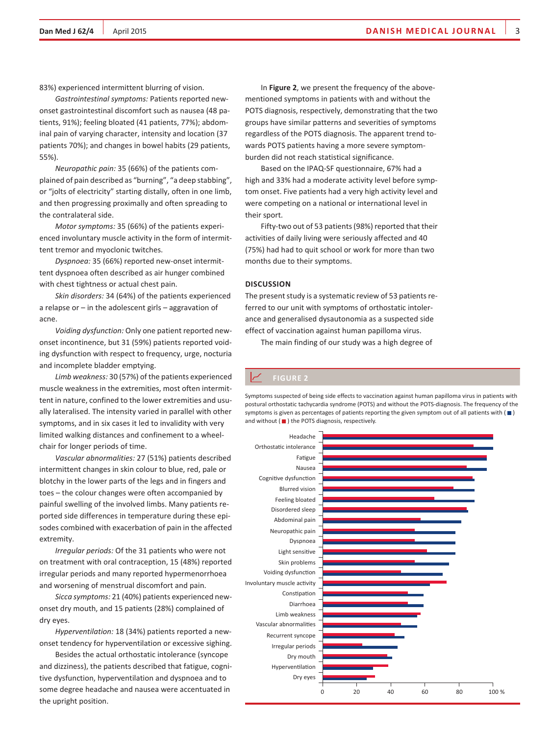83%) experienced intermittent blurring of vision.

*Gastrointestinal symptoms:* Patients reported new-onset gastrointestinal discomfort such as nausea (48 patients, 91%); feeling bloated (41 patients, 77%); abdominal pain of varying character, intensity and location (37 patients 70%); and changes in bowel habits (29 patients, 55%).

*Neuropathic pain:* 35 (66%) of the patients complained of pain described as "burning", "a deep stabbing", or "jolts of electricity" starting distally, often in one limb, and then progressing proximally and often spreading to the contralateral side.

*Motor symptoms:* 35 (66%) of the patients experienced involuntary muscle activity in the form of intermittent tremor and myoclonic twitches.

*Dyspnoea:* 35 (66%) reported new-onset intermittent dyspnoea often described as air hunger combined with chest tightness or actual chest pain.

*Skin disorders:* 34 (64%) of the patients experienced a relapse or – in the adolescent girls – aggravation of acne.

*Voiding dysfunction:* Only one patient reported new-onset incontinence, but 31 (59%) patients reported voiding dysfunction with respect to frequency, urge, nocturia and incomplete bladder emptying.

*Limb weakness:* 30 (57%) of the patients experienced muscle weakness in the extremities, most often intermittent in nature, confined to the lower extremities and usually lateralised. The intensity varied in parallel with other symptoms, and in six cases it led to invalidity with very limited walking distances and confinement to a wheelchair for longer periods of time.

*Vascular abnormalities:* 27 (51%) patients described intermittent changes in skin colour to blue, red, pale or blotchy in the lower parts of the legs and in fingers and toes – the colour changes were often accompanied by painful swelling of the involved limbs. Many patients reported side differences in temperature during these episodes combined with exacerbation of pain in the affected extremity.

*Irregular periods:* Of the 31 patients who were not on treatment with oral contraception, 15 (48%) reported irregular periods and many reported hypermenorrhoea and worsening of menstrual discomfort and pain.

*Sicca symptoms:* 21 (40%) patients experienced new-onset dry mouth, and 15 patients (28%) complained of dry eyes.

*Hyperventilation:* 18 (34%) patients reported a new-onset tendency for hyperventilation or excessive sighing.

Besides the actual orthostatic intolerance (syncope and dizziness), the patients described that fatigue, cognitive dysfunction, hyperventilation and dyspnoea and to some degree headache and nausea were accentuated in the upright position.

In **Figure 2**, we present the frequency of the above-mentioned symptoms in patients with and without the POTS diagnosis, respectively, demonstrating that the two groups have similar patterns and severities of symptoms regardless of the POTS diagnosis. The apparent trend towards POTS patients having a more severe symptom-burden did not reach statistical significance.

Based on the IPAQ-SF questionnaire, 67% had a high and 33% had a moderate activity level before symptom onset. Five patients had a very high activity level and were competing on a national or international level in their sport.

Fifty-two out of 53 patients (98%) reported that their activities of daily living were seriously affected and 40 (75%) had had to quit school or work for more than two months due to their symptoms.

## DISCUSSION

The present study is a systematic review of 53 patients referred to our unit with symptoms of orthostatic intolerance and generalised dysautonomia as a suspected side effect of vaccination against human papilloma virus.

The main finding of our study was a high degree of

**FIGURE 2**

Symptoms suspected of being side effects to vaccination against human papilloma virus in patients with postural orthostatic tachycardia syndrome (POTS) and without the POTS-diagnosis. The frequency of the symptoms is given as percentages of patients reporting the given symptom out of all patients with (■) and without (■) the POTS diagnosis, respectively.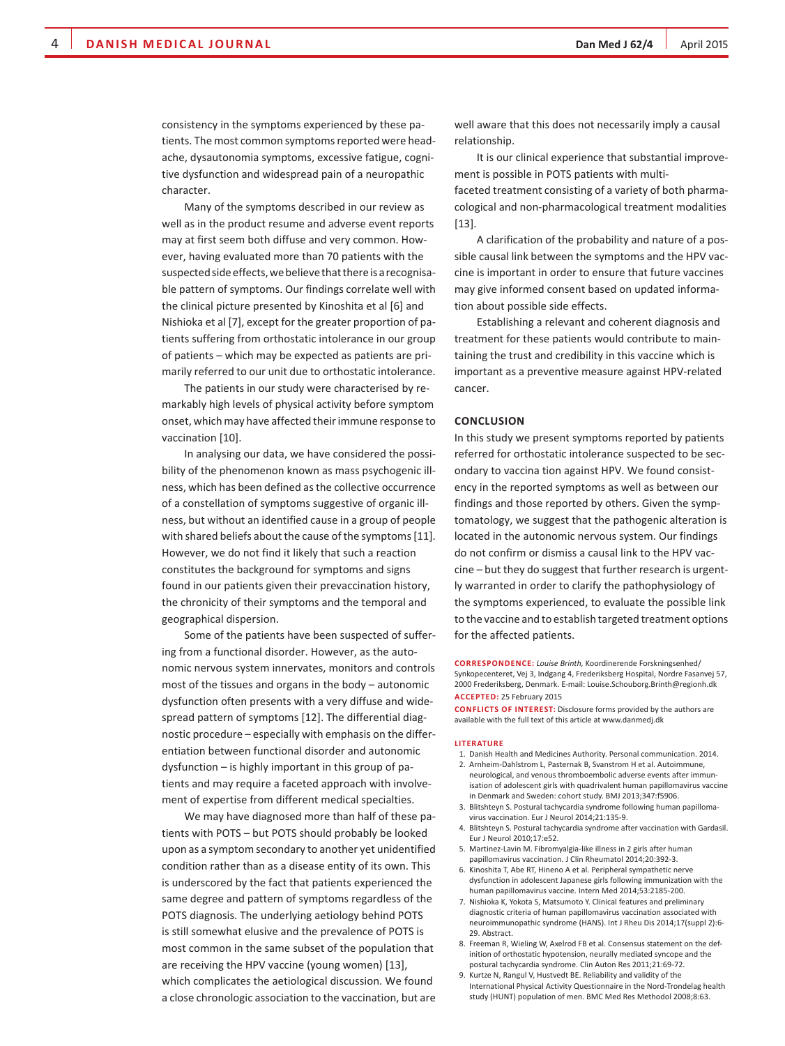consistency in the symptoms experienced by these patients. The most common symptoms reported were headache, dysautonomia symptoms, excessive fatigue, cognitive dysfunction and widespread pain of a neuropathic character.

Many of the symptoms described in our review as well as in the product resume and adverse event reports may at first seem both diffuse and very common. However, having evaluated more than 70 patients with the suspected side effects, we believe that there is a recognisable pattern of symptoms. Our findings correlate well with the clinical picture presented by Kinoshita et al [6] and Nishioka et al [7], except for the greater proportion of patients suffering from orthostatic intolerance in our group of patients – which may be expected as patients are primarily referred to our unit due to orthostatic intolerance.

The patients in our study were characterised by remarkably high levels of physical activity before symptom onset, which may have affected their immune response to vaccination [10].

In analysing our data, we have considered the possibility of the phenomenon known as mass psychogenic illness, which has been defined as the collective occurrence of a constellation of symptoms suggestive of organic illness, but without an identified cause in a group of people with shared beliefs about the cause of the symptoms [11]. However, we do not find it likely that such a reaction constitutes the background for symptoms and signs found in our patients given their prevaccination history, the chronicity of their symptoms and the temporal and geographical dispersion.

Some of the patients have been suspected of suffering from a functional disorder. However, as the autonomic nervous system innervates, monitors and controls most of the tissues and organs in the body – autonomic dysfunction often presents with a very diffuse and widespread pattern of symptoms [12]. The differential diagnostic procedure – especially with emphasis on the differentiation between functional disorder and autonomic dysfunction – is highly important in this group of patients and may require a faceted approach with involvement of expertise from different medical specialties.

We may have diagnosed more than half of these patients with POTS – but POTS should probably be looked upon as a symptom secondary to another yet unidentified condition rather than as a disease entity of its own. This is underscored by the fact that patients experienced the same degree and pattern of symptoms regardless of the POTS diagnosis. The underlying aetiology behind POTS is still somewhat elusive and the prevalence of POTS is most common in the same subset of the population that are receiving the HPV vaccine (young women) [13], which complicates the aetiological discussion. We found a close chronologic association to the vaccination, but are well aware that this does not necessarily imply a causal relationship.

It is our clinical experience that substantial improvement is possible in POTS patients with multifaceted treatment consisting of a variety of both pharmacological and non-pharmacological treatment modalities [13].

A clarification of the probability and nature of a possible causal link between the symptoms and the HPV vaccine is important in order to ensure that future vaccines may give informed consent based on updated information about possible side effects.

Establishing a relevant and coherent diagnosis and treatment for these patients would contribute to maintaining the trust and credibility in this vaccine which is important as a preventive measure against HPV-related cancer.

## CONCLUSION

In this study we present symptoms reported by patients referred for orthostatic intolerance suspected to be secondary to vaccina tion against HPV. We found consistency in the reported symptoms as well as between our findings and those reported by others. Given the symptomatology, we suggest that the pathogenic alteration is located in the autonomic nervous system. Our findings do not confirm or dismiss a causal link to the HPV vaccine – but they do suggest that further research is urgently warranted in order to clarify the pathophysiology of the symptoms experienced, to evaluate the possible link to the vaccine and to establish targeted treatment options for the affected patients.

**CORRESPONDENCE:** *Louise Brinth,* Koordinerende Forskningsenhed/Synkopecenteret, Vej 3, Indgang 4, Frederiksberg Hospital, Nordre Fasanvej 57, 2000 Frederiksberg, Denmark. E-mail: Louise.Schouborg.Brinth@regionh.dk

**ACCEPTED:** 25 February 2015

**CONFLICTS OF INTEREST:** Disclosure forms provided by the authors are available with the full text of this article at www.danmedj.dk

**LITERATURE**

1. Danish Health and Medicines Authority. Personal communication. 2014.
2. Arnheim-Dahlstrom L, Pasternak B, Svanstrom H et al. Autoimmune, neurological, and venous thromboembolic adverse events after immunisation of adolescent girls with quadrivalent human papillomavirus vaccine in Denmark and Sweden: cohort study. BMJ 2013;347:f5906.
3. Blitshteyn S. Postural tachycardia syndrome following human papillomavirus vaccination. Eur J Neurol 2014;21:135-9.
4. Blitshteyn S. Postural tachycardia syndrome after vaccination with Gardasil. Eur J Neurol 2010;17:e52.
5. Martinez-Lavin M. Fibromyalgia-like illness in 2 girls after human papillomavirus vaccination. J Clin Rheumatol 2014;20:392-3.
6. Kinoshita T, Abe RT, Hineno A et al. Peripheral sympathetic nerve dysfunction in adolescent Japanese girls following immunization with the human papillomavirus vaccine. Intern Med 2014;53:2185-200.
7. Nishioka K, Yokota S, Matsumoto Y. Clinical features and preliminary diagnostic criteria of human papillomavirus vaccination associated with neuroimmunopathic syndrome (HANS). Int J Rheu Dis 2014;17(suppl 2):6-29. Abstract.
8. Freeman R, Wieling W, Axelrod FB et al. Consensus statement on the definition of orthostatic hypotension, neurally mediated syncope and the postural tachycardia syndrome. Clin Auton Res 2011;21:69-72.
9. Kurtze N, Rangul V, Hustvedt BE. Reliability and validity of the International Physical Activity Questionnaire in the Nord-Trondelag health study (HUNT) population of men. BMC Med Res Methodol 2008;8:63.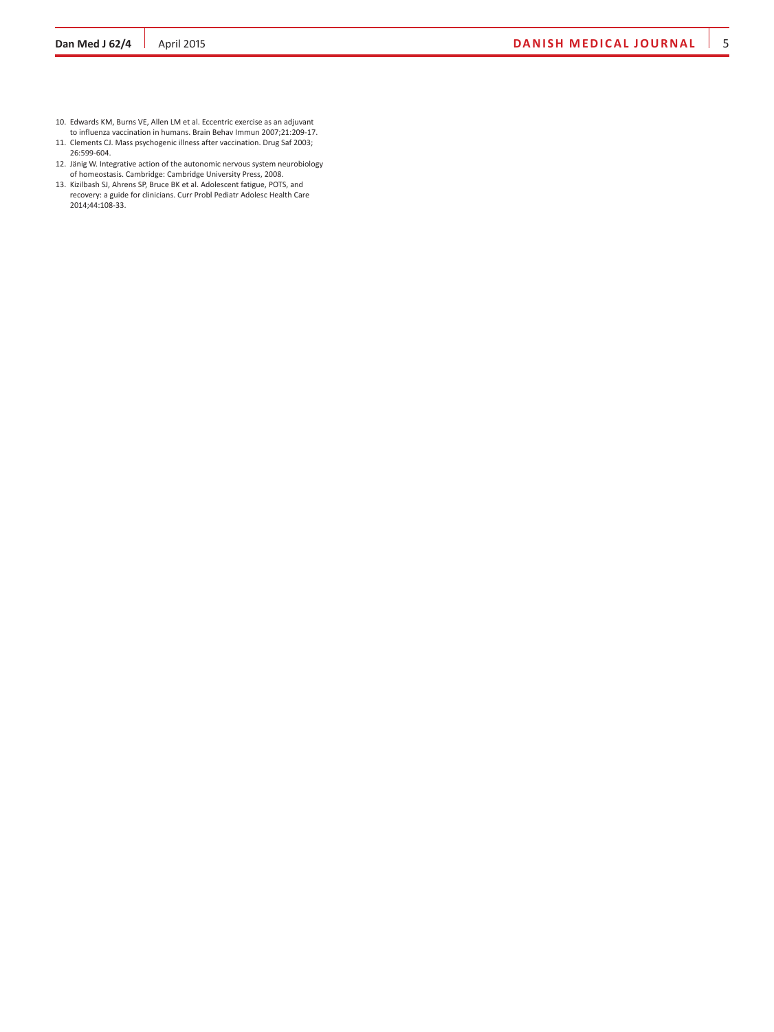10. Edwards KM, Burns VE, Allen LM et al. Eccentric exercise as an adjuvant to influenza vaccination in humans. Brain Behav Immun 2007;21:209-17.
11. Clements CJ. Mass psychogenic illness after vaccination. Drug Saf 2003; 26:599-604.
12. Jänig W. Integrative action of the autonomic nervous system neurobiology of homeostasis. Cambridge: Cambridge University Press, 2008.
13. Kizilbash SJ, Ahrens SP, Bruce BK et al. Adolescent fatigue, POTS, and recovery: a guide for clinicians. Curr Probl Pediatr Adolesc Health Care 2014;44:108-33.